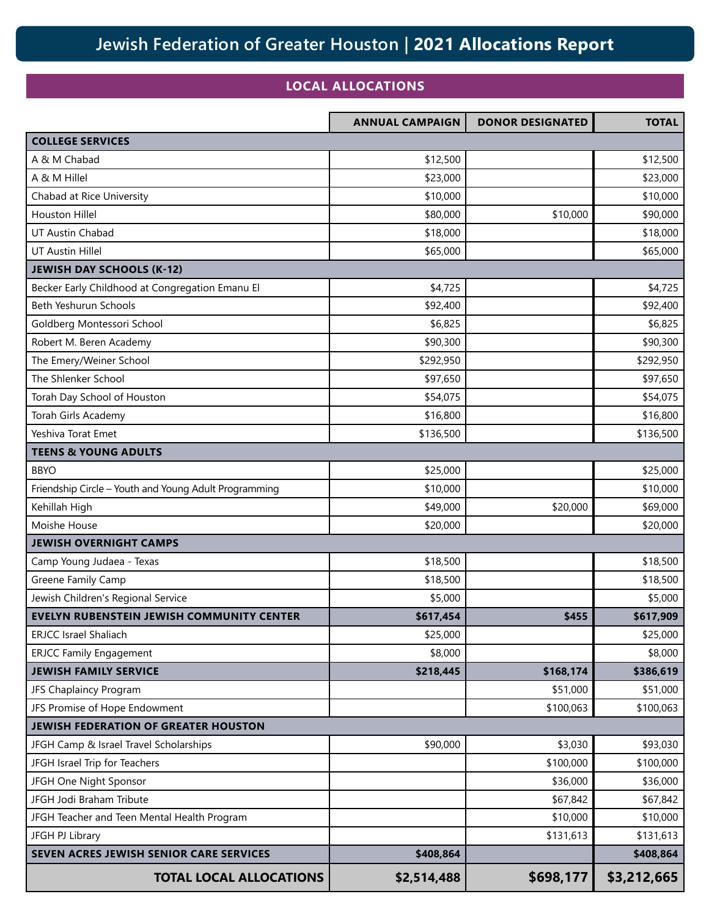# Jewish Federation of Greater Houston | **2021 Allocations Report**

## LOCAL ALLOCATIONS

| | ANNUAL CAMPAIGN | DONOR DESIGNATED | TOTAL |
|---|---|---|---|
| **COLLEGE SERVICES** | | | |
| A & M Chabad | $12,500 | | $12,500 |
| A & M Hillel | $23,000 | | $23,000 |
| Chabad at Rice University | $10,000 | | $10,000 |
| Houston Hillel | $80,000 | $10,000 | $90,000 |
| UT Austin Chabad | $18,000 | | $18,000 |
| UT Austin Hillel | $65,000 | | $65,000 |
| **JEWISH DAY SCHOOLS (K-12)** | | | |
| Becker Early Childhood at Congregation Emanu El | $4,725 | | $4,725 |
| Beth Yeshurun Schools | $92,400 | | $92,400 |
| Goldberg Montessori School | $6,825 | | $6,825 |
| Robert M. Beren Academy | $90,300 | | $90,300 |
| The Emery/Weiner School | $292,950 | | $292,950 |
| The Shlenker School | $97,650 | | $97,650 |
| Torah Day School of Houston | $54,075 | | $54,075 |
| Torah Girls Academy | $16,800 | | $16,800 |
| Yeshiva Torat Emet | $136,500 | | $136,500 |
| **TEENS & YOUNG ADULTS** | | | |
| BBYO | $25,000 | | $25,000 |
| Friendship Circle – Youth and Young Adult Programming | $10,000 | | $10,000 |
| Kehillah High | $49,000 | $20,000 | $69,000 |
| Moishe House | $20,000 | | $20,000 |
| **JEWISH OVERNIGHT CAMPS** | | | |
| Camp Young Judaea - Texas | $18,500 | | $18,500 |
| Greene Family Camp | $18,500 | | $18,500 |
| Jewish Children's Regional Service | $5,000 | | $5,000 |
| **EVELYN RUBENSTEIN JEWISH COMMUNITY CENTER** | **$617,454** | **$455** | **$617,909** |
| ERJCC Israel Shaliach | $25,000 | | $25,000 |
| ERJCC Family Engagement | $8,000 | | $8,000 |
| **JEWISH FAMILY SERVICE** | **$218,445** | **$168,174** | **$386,619** |
| JFS Chaplaincy Program | | $51,000 | $51,000 |
| JFS Promise of Hope Endowment | | $100,063 | $100,063 |
| **JEWISH FEDERATION OF GREATER HOUSTON** | | | |
| JFGH Camp & Israel Travel Scholarships | $90,000 | $3,030 | $93,030 |
| JFGH Israel Trip for Teachers | | $100,000 | $100,000 |
| JFGH One Night Sponsor | | $36,000 | $36,000 |
| JFGH Jodi Braham Tribute | | $67,842 | $67,842 |
| JFGH Teacher and Teen Mental Health Program | | $10,000 | $10,000 |
| JFGH PJ Library | | $131,613 | $131,613 |
| **SEVEN ACRES JEWISH SENIOR CARE SERVICES** | **$408,864** | | **$408,864** |
| **TOTAL LOCAL ALLOCATIONS** | **$2,514,488** | **$698,177** | **$3,212,665** |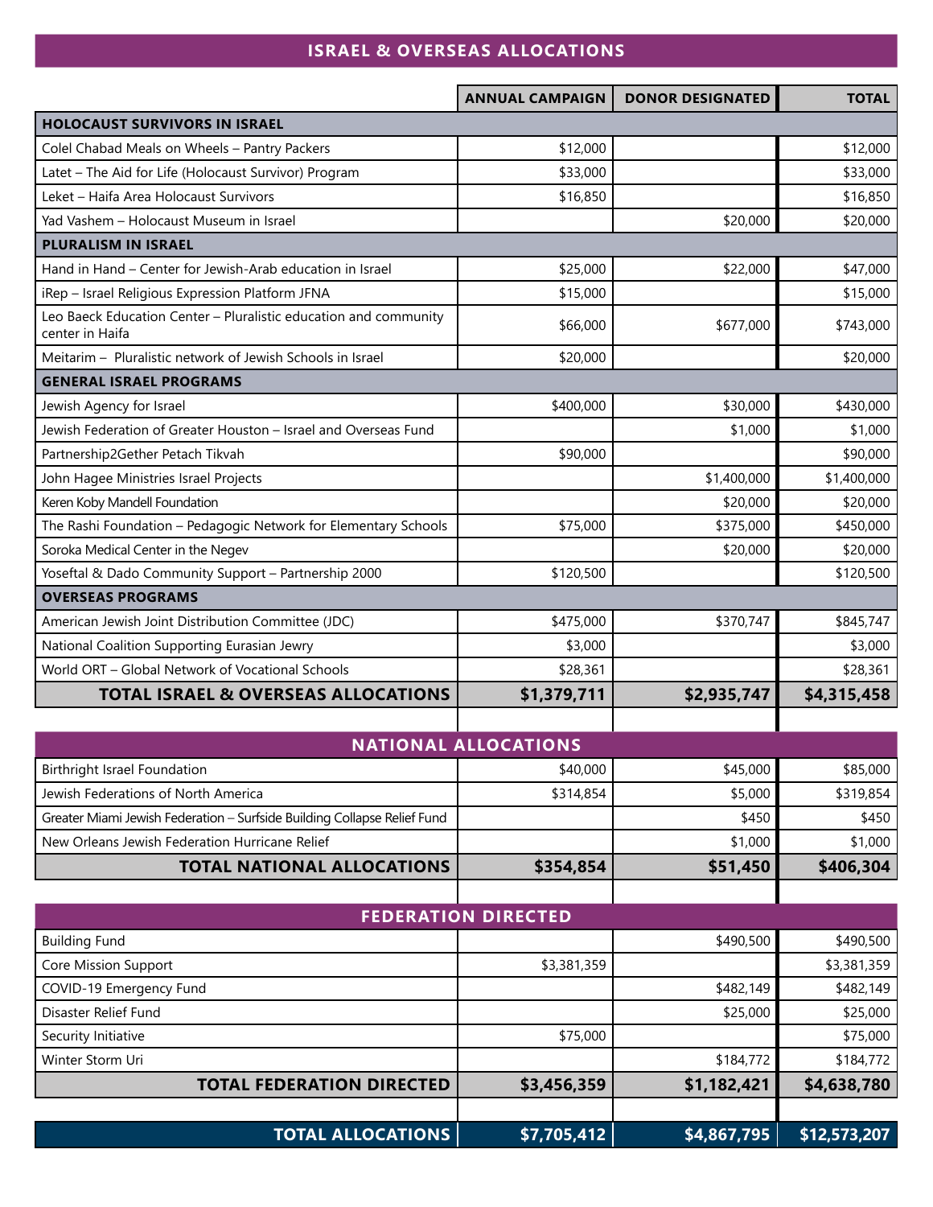## ISRAEL & OVERSEAS ALLOCATIONS

| | ANNUAL CAMPAIGN | DONOR DESIGNATED | TOTAL |
|---|---|---|---|
| **HOLOCAUST SURVIVORS IN ISRAEL** | | | |
| Colel Chabad Meals on Wheels – Pantry Packers | $12,000 | | $12,000 |
| Latet – The Aid for Life (Holocaust Survivor) Program | $33,000 | | $33,000 |
| Leket – Haifa Area Holocaust Survivors | $16,850 | | $16,850 |
| Yad Vashem – Holocaust Museum in Israel | | $20,000 | $20,000 |
| **PLURALISM IN ISRAEL** | | | |
| Hand in Hand – Center for Jewish-Arab education in Israel | $25,000 | $22,000 | $47,000 |
| iRep – Israel Religious Expression Platform JFNA | $15,000 | | $15,000 |
| Leo Baeck Education Center – Pluralistic education and community center in Haifa | $66,000 | $677,000 | $743,000 |
| Meitarim – Pluralistic network of Jewish Schools in Israel | $20,000 | | $20,000 |
| **GENERAL ISRAEL PROGRAMS** | | | |
| Jewish Agency for Israel | $400,000 | $30,000 | $430,000 |
| Jewish Federation of Greater Houston – Israel and Overseas Fund | | $1,000 | $1,000 |
| Partnership2Gether Petach Tikvah | $90,000 | | $90,000 |
| John Hagee Ministries Israel Projects | | $1,400,000 | $1,400,000 |
| Keren Koby Mandell Foundation | | $20,000 | $20,000 |
| The Rashi Foundation – Pedagogic Network for Elementary Schools | $75,000 | $375,000 | $450,000 |
| Soroka Medical Center in the Negev | | $20,000 | $20,000 |
| Yoseftal & Dado Community Support – Partnership 2000 | $120,500 | | $120,500 |
| **OVERSEAS PROGRAMS** | | | |
| American Jewish Joint Distribution Committee (JDC) | $475,000 | $370,747 | $845,747 |
| National Coalition Supporting Eurasian Jewry | $3,000 | | $3,000 |
| World ORT – Global Network of Vocational Schools | $28,361 | | $28,361 |
| **TOTAL ISRAEL & OVERSEAS ALLOCATIONS** | **$1,379,711** | **$2,935,747** | **$4,315,458** |

## NATIONAL ALLOCATIONS

| | ANNUAL CAMPAIGN | DONOR DESIGNATED | TOTAL |
|---|---|---|---|
| Birthright Israel Foundation | $40,000 | $45,000 | $85,000 |
| Jewish Federations of North America | $314,854 | $5,000 | $319,854 |
| Greater Miami Jewish Federation – Surfside Building Collapse Relief Fund | | $450 | $450 |
| New Orleans Jewish Federation Hurricane Relief | | $1,000 | $1,000 |
| **TOTAL NATIONAL ALLOCATIONS** | **$354,854** | **$51,450** | **$406,304** |

## FEDERATION DIRECTED

| | ANNUAL CAMPAIGN | DONOR DESIGNATED | TOTAL |
|---|---|---|---|
| Building Fund | | $490,500 | $490,500 |
| Core Mission Support | $3,381,359 | | $3,381,359 |
| COVID-19 Emergency Fund | | $482,149 | $482,149 |
| Disaster Relief Fund | | $25,000 | $25,000 |
| Security Initiative | $75,000 | | $75,000 |
| Winter Storm Uri | | $184,772 | $184,772 |
| **TOTAL FEDERATION DIRECTED** | **$3,456,359** | **$1,182,421** | **$4,638,780** |
| **TOTAL ALLOCATIONS** | **$7,705,412** | **$4,867,795** | **$12,573,207** |